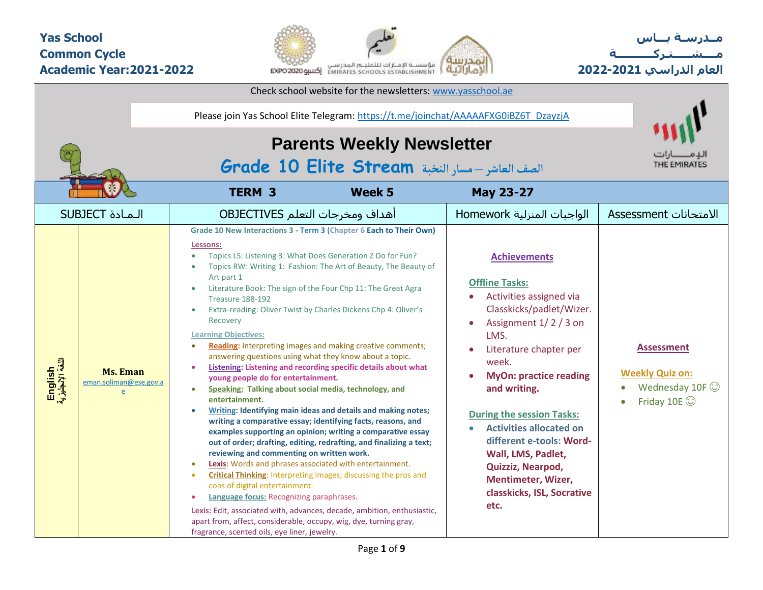**Yas School**
**Common Cycle**
**Academic Year:2021-2022**

**مـدرسـة يـاس**
**مـشـتـركـة**
**العام الدراسي 2021-2022**

Check school website for the newsletters: www.yasschool.ae

Please join Yas School Elite Telegram: https://t.me/joinchat/AAAAAFXG0iBZ6T_DzayzjA

# Parents Weekly Newsletter

## Grade 10 Elite Stream الصف العاشر – مسار النخبة

| TERM 3 | | Week 5 | May 23-27 | |
|---|---|---|---|---|
| SUBJECT المـادة | | OBJECTIVES أهداف ومخرجات التعلم | Homework الواجبات المنزلية | Assessment الامتحانات |
| English اللغة الإنجليزية | **Ms. Eman** eman.soliman@ese.gov.ae | **Grade 10 New Interactions 3 - Term 3 (Chapter 6 Each to Their Own)**<br><br>**Lessons:**<br>• Topics LS: Listening 3: What Does Generation Z Do for Fun?<br>• Topics RW: Writing 1: Fashion: The Art of Beauty, The Beauty of Art part 1<br>• Literature Book: The sign of the Four Chp 11: The Great Agra Treasure 188-192<br>• Extra-reading: Oliver Twist by Charles Dickens Chp 4: Oliver's Recovery<br><br>**Learning Objectives:**<br>• **Reading**: Interpreting images and making creative comments; answering questions using what they know about a topic.<br>• **Listening: Listening and recording specific details about what young people do for entertainment.**<br>• **Speaking: Talking about social media, technology, and entertainment.**<br>• **Writing: Identifying main ideas and details and making notes; writing a comparative essay; identifying facts, reasons, and examples supporting an opinion; writing a comparative essay out of order; drafting, editing, redrafting, and finalizing a text; reviewing and commenting on written work.**<br>• **Lexis**: Words and phrases associated with entertainment.<br>• **Critical Thinking**: Interpreting images; discussing the pros and cons of digital entertainment.<br>• **Language focus:** Recognizing paraphrases.<br><br>**Lexis:** Edit, associated with, advances, decade, ambition, enthusiastic, apart from, affect, considerable, occupy, wig, dye, turning gray, fragrance, scented oils, eye liner, jewelry. | **Achievements**<br><br>**Offline Tasks:**<br>• Activities assigned via Classkicks/padlet/Wizer.<br>• Assignment 1/ 2 / 3 on LMS.<br>• Literature chapter per week.<br>• **MyOn: practice reading and writing.**<br><br>**During the session Tasks:**<br>• **Activities allocated on different e-tools: Word-Wall, LMS, Padlet, Quizziz, Nearpod, Mentimeter, Wizer, classkicks, ISL, Socrative etc.** | **Assessment**<br><br>**Weekly Quiz on:**<br>• Wednesday 10F ☺<br>• Friday 10E ☺ |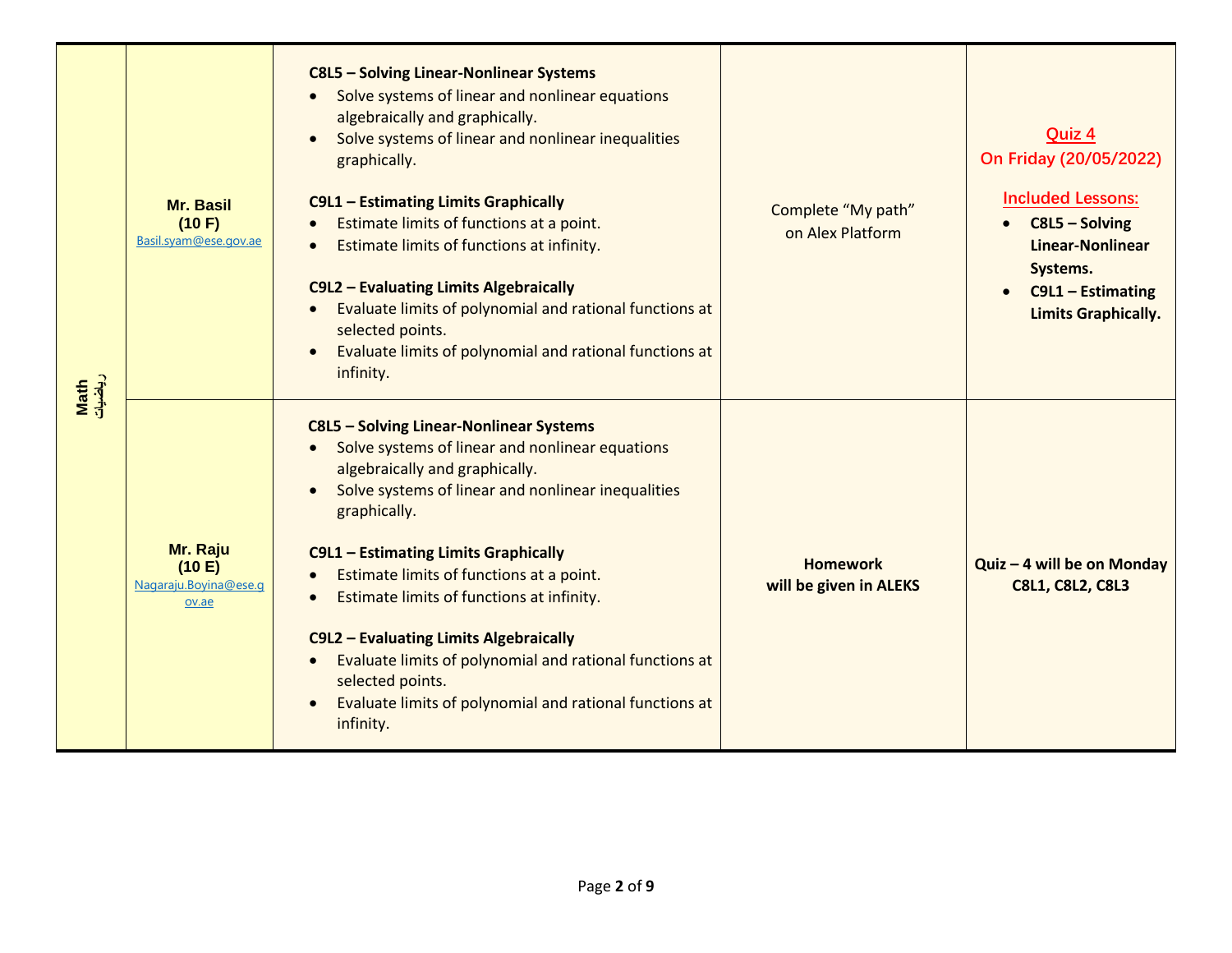| Math رياضيات | Mr. Basil (10 F) Basil.syam@ese.gov.ae | **C8L5 – Solving Linear-Nonlinear Systems**<br>• Solve systems of linear and nonlinear equations algebraically and graphically.<br>• Solve systems of linear and nonlinear inequalities graphically.<br><br>**C9L1 – Estimating Limits Graphically**<br>• Estimate limits of functions at a point.<br>• Estimate limits of functions at infinity.<br><br>**C9L2 – Evaluating Limits Algebraically**<br>• Evaluate limits of polynomial and rational functions at selected points.<br>• Evaluate limits of polynomial and rational functions at infinity. | Complete "My path" on Alex Platform | **Quiz 4**<br>**On Friday (20/05/2022)**<br><br>**Included Lessons:**<br>• **C8L5 – Solving Linear-Nonlinear Systems.**<br>• **C9L1 – Estimating Limits Graphically.** |
|---|---|---|---|---|
| | Mr. Raju (10 E) Nagaraju.Boyina@ese.gov.ae | **C8L5 – Solving Linear-Nonlinear Systems**<br>• Solve systems of linear and nonlinear equations algebraically and graphically.<br>• Solve systems of linear and nonlinear inequalities graphically.<br><br>**C9L1 – Estimating Limits Graphically**<br>• Estimate limits of functions at a point.<br>• Estimate limits of functions at infinity.<br><br>**C9L2 – Evaluating Limits Algebraically**<br>• Evaluate limits of polynomial and rational functions at selected points.<br>• Evaluate limits of polynomial and rational functions at infinity. | **Homework will be given in ALEKS** | **Quiz – 4 will be on Monday C8L1, C8L2, C8L3** |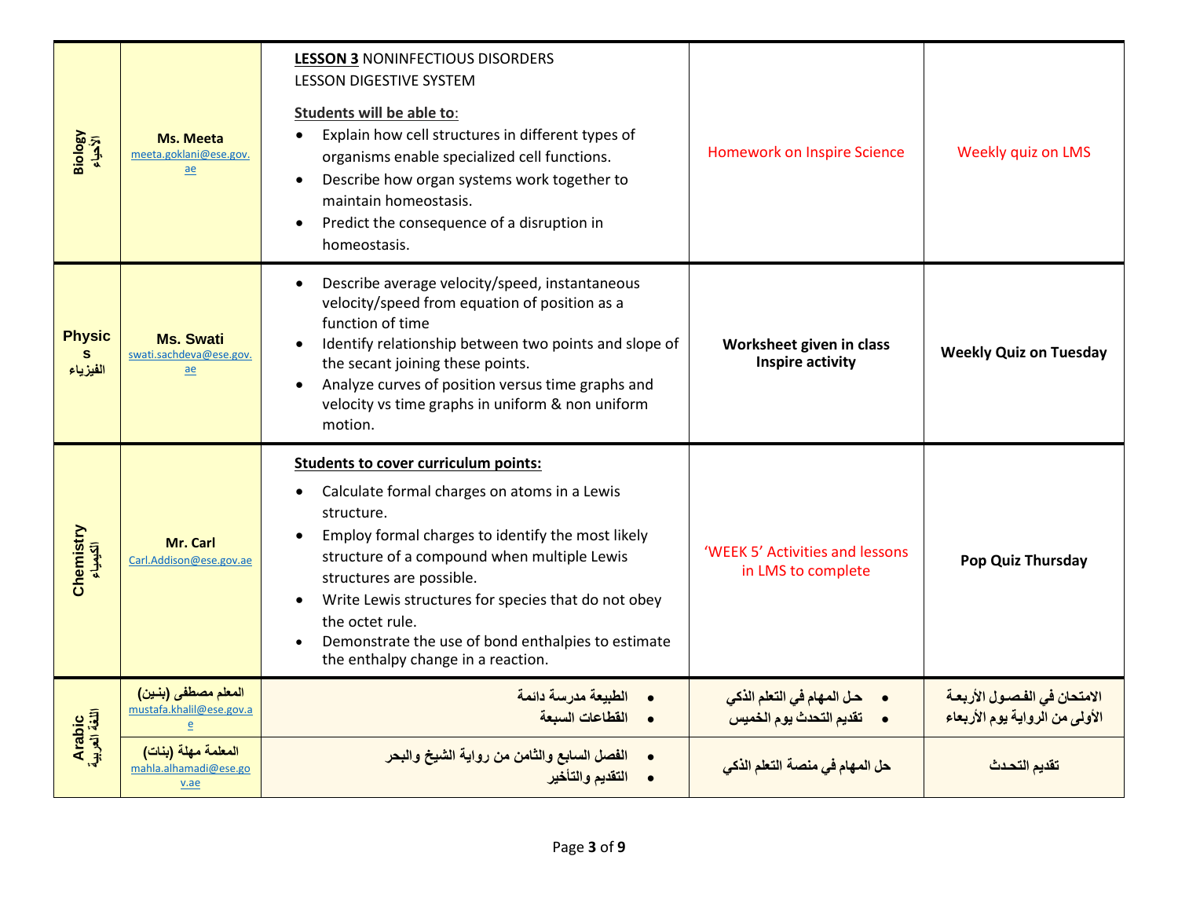| | | | | |
|---|---|---|---|---|
| **Biology الأحياء** | **Ms. Meeta** meeta.goklani@ese.gov.ae | **LESSON 3** NONINFECTIOUS DISORDERS<br>LESSON DIGESTIVE SYSTEM<br>**Students will be able to**:<br>• Explain how cell structures in different types of organisms enable specialized cell functions.<br>• Describe how organ systems work together to maintain homeostasis.<br>• Predict the consequence of a disruption in homeostasis. | Homework on Inspire Science | Weekly quiz on LMS |
| **Physics الفيزياء** | **Ms. Swati** swati.sachdeva@ese.gov.ae | • Describe average velocity/speed, instantaneous velocity/speed from equation of position as a function of time<br>• Identify relationship between two points and slope of the secant joining these points.<br>• Analyze curves of position versus time graphs and velocity vs time graphs in uniform & non uniform motion. | **Worksheet given in class Inspire activity** | **Weekly Quiz on Tuesday** |
| **Chemistry الكيمياء** | **Mr. Carl** Carl.Addison@ese.gov.ae | **Students to cover curriculum points:**<br>• Calculate formal charges on atoms in a Lewis structure.<br>• Employ formal charges to identify the most likely structure of a compound when multiple Lewis structures are possible.<br>• Write Lewis structures for species that do not obey the octet rule.<br>• Demonstrate the use of bond enthalpies to estimate the enthalpy change in a reaction. | 'WEEK 5' Activities and lessons in LMS to complete | **Pop Quiz Thursday** |
| **Arabic اللغة العربية** | **المعلم مصطفى (بنين)** mustafa.khalil@ese.gov.ae | • الطبيعة مدرسة دائمة<br>• القطاعات السبعة | • حل المهام في التعلم الذكي<br>• تقديم التحدث يوم الخميس | **الامتحان في الفصول الأربعة الأولى من الرواية يوم الأربعاء** |
| | **المعلمة مهلة (بنات)** mahla.alhamadi@ese.gov.ae | • الفصل السابع والثامن من رواية الشيخ والبحر<br>• التقديم والتأخير | **حل المهام في منصة التعلم الذكي** | **تقديم التحدث** |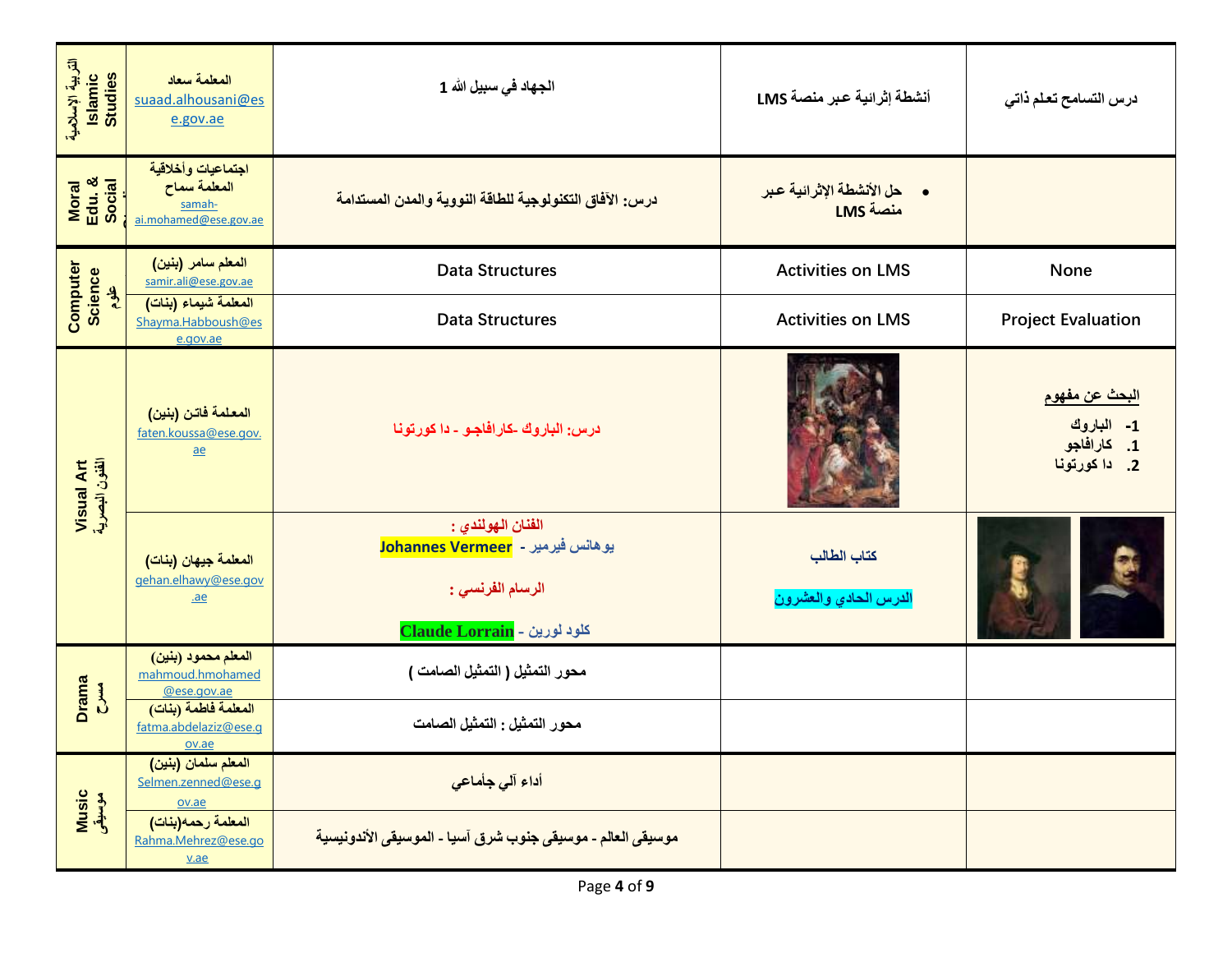| | | | | |
|---|---|---|---|---|
| التربية الإسلامية Islamic Studies | المعلمة سعاد suaad.alhousani@ese.gov.ae | الجهاد في سبيل الله 1 | أنشطة إثرائية عبر منصة LMS | درس التسامح تعلم ذاتي |
| Moral Edu. & Social | اجتماعيات وأخلاقية المعلمة سماح samah-ai.mohamed@ese.gov.ae | درس: الآفاق التكنولوجية للطاقة النووية والمدن المستدامة | • حل الأنشطة الإثرائية عبر منصة LMS | |
| Computer Science علوم | المعلم سامر (بنين) samir.ali@ese.gov.ae | Data Structures | Activities on LMS | None |
| | المعلمة شيماء (بنات) Shayma.Habboush@ese.gov.ae | Data Structures | Activities on LMS | Project Evaluation |
| Visual Art الفنون البصرية | المعلمة فاتن (بنين) faten.koussa@ese.gov.ae | درس: الباروك -كارافاجو - دا كورتونا | | **البحث عن مفهوم** 1- الباروك 1. كارافاجو 2. دا كورتونا |
| | المعلمة جيهان (بنات) gehan.elhawy@ese.gov.ae | الفنان الهولندي : يوهانس فيرمير - Johannes Vermeer الرسام الفرنسي : كلود لورين - Claude Lorrain | كتاب الطالب الدرس الحادي والعشرون | |
| Drama مسرح | المعلم محمود (بنين) mahmoud.hmohamed@ese.gov.ae | محور التمثيل ( التمثيل الصامت ) | | |
| | المعلمة فاطمة (بنات) fatma.abdelaziz@ese.gov.ae | محور التمثيل : التمثيل الصامت | | |
| Music موسيقى | المعلم سلمان (بنين) Selmen.zenned@ese.gov.ae | أداء آلي جأماعي | | |
| | المعلمة رحمه(بنات) Rahma.Mehrez@ese.gov.ae | موسيقى العالم - موسيقى جنوب شرق آسيا - الموسيقى الأندونيسية | | |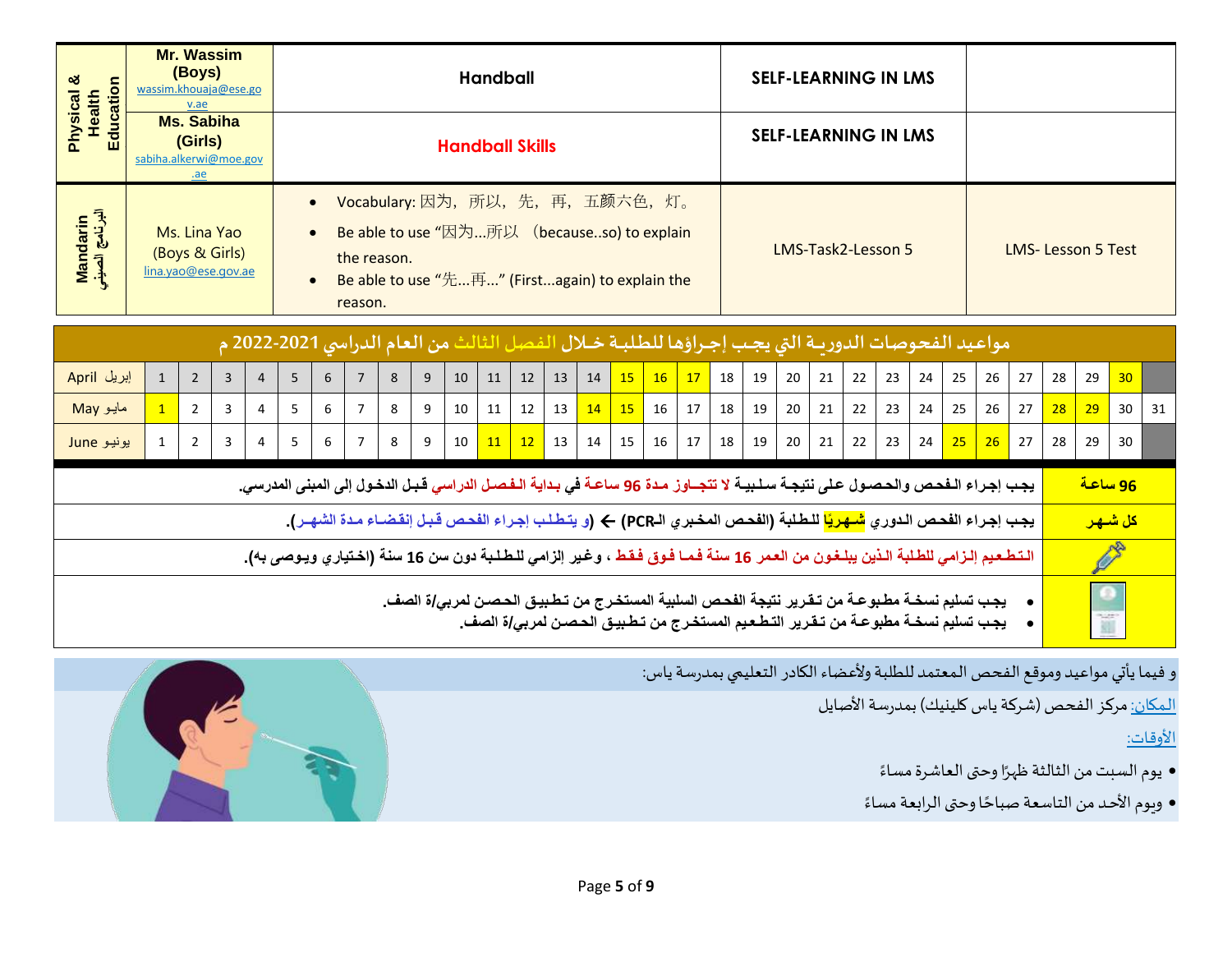| Subject | Teacher | Topic | Week | Week |
|---|---|---|---|---|
| Physical & Health Education | Mr. Wassim (Boys) wassim.khouaja@ese.gov.ae | Handball | SELF-LEARNING IN LMS | |
| | Ms. Sabiha (Girls) sabiha.alkerwi@moe.gov.ae | Handball Skills | SELF-LEARNING IN LMS | |
| Mandarin البرنامج الصيني | Ms. Lina Yao (Boys & Girls) lina.yao@ese.gov.ae | • Vocabulary: 因为，所以，先，再，五颜六色，灯。<br>• Be able to use “因为...所以 （because..so) to explain the reason.<br>• Be able to use “先...再...” (First...again) to explain the reason. | LMS-Task2-Lesson 5 | LMS- Lesson 5 Test |

## مواعيد الفحوصات الدورية التي يجب إجراؤها للطلبة خلال الفصل الثالث من العام الدراسي 2021-2022 م

| Month | 1 | 2 | 3 | 4 | 5 | 6 | 7 | 8 | 9 | 10 | 11 | 12 | 13 | 14 | 15 | 16 | 17 | 18 | 19 | 20 | 21 | 22 | 23 | 24 | 25 | 26 | 27 | 28 | 29 | 30 | 31 |
|---|---|---|---|---|---|---|---|---|---|---|---|---|---|---|---|---|---|---|---|---|---|---|---|---|---|---|---|---|---|---|---|
| April إبريل | 1 | 2 | 3 | 4 | 5 | 6 | 7 | 8 | 9 | 10 | 11 | 12 | 13 | 14 | **15** | **16** | **17** | 18 | 19 | 20 | 21 | 22 | 23 | 24 | 25 | 26 | 27 | 28 | 29 | **30** | |
| May مايو | **1** | 2 | 3 | 4 | 5 | 6 | 7 | 8 | 9 | 10 | 11 | 12 | 13 | **14** | **15** | 16 | 17 | 18 | 19 | 20 | 21 | 22 | 23 | 24 | 25 | 26 | 27 | **28** | **29** | 30 | 31 |
| June يونيو | 1 | 2 | 3 | 4 | 5 | 6 | 7 | 8 | 9 | 10 | **11** | **12** | 13 | 14 | 15 | 16 | 17 | 18 | 19 | 20 | 21 | 22 | 23 | 24 | **25** | **26** | 27 | 28 | 29 | 30 | |

| | |
|---|---|
| **96 ساعة** | يجب إجراء الفحص والحصول على نتيجة سلبية لا تتجاوز مدة 96 ساعة في بداية الفصل الدراسي قبل الدخول إلى المبنى المدرسي. |
| **كل شهر** | يجب إجراء الفحص الدوري شهريًا للطلبة (الفحص المخبري الـPCR) ← (و يتطلب إجراء الفحص قبل إنقضاء مدة الشهر). |
| | التطعيم إلزامي للطلبة الذين يبلغون من العمر 16 سنة فما فوق فقط ، وغير إلزامي للطلبة دون سن 16 سنة (اختياري ويوصى به). |
| | • يجب تسليم نسخة مطبوعة من تقرير نتيجة الفحص السلبية المستخرج من تطبيق الحصن لمربي/ة الصف.<br>• يجب تسليم نسخة مطبوعة من تقرير التطعيم المستخرج من تطبيق الحصن لمربي/ة الصف. |

و فيما يأتي مواعيد وموقع الفحص المعتمد للطلبة ولأعضاء الكادر التعليمي بمدرسة ياس:

المكان: مركز الفحص (شركة ياس كلينيك) بمدرسة الأصايل

الأوقات:

- يوم السبت من الثالثة ظهرًا وحتى العاشرة مساءً
- ويوم الأحد من التاسعة صباحًا وحتى الرابعة مساءً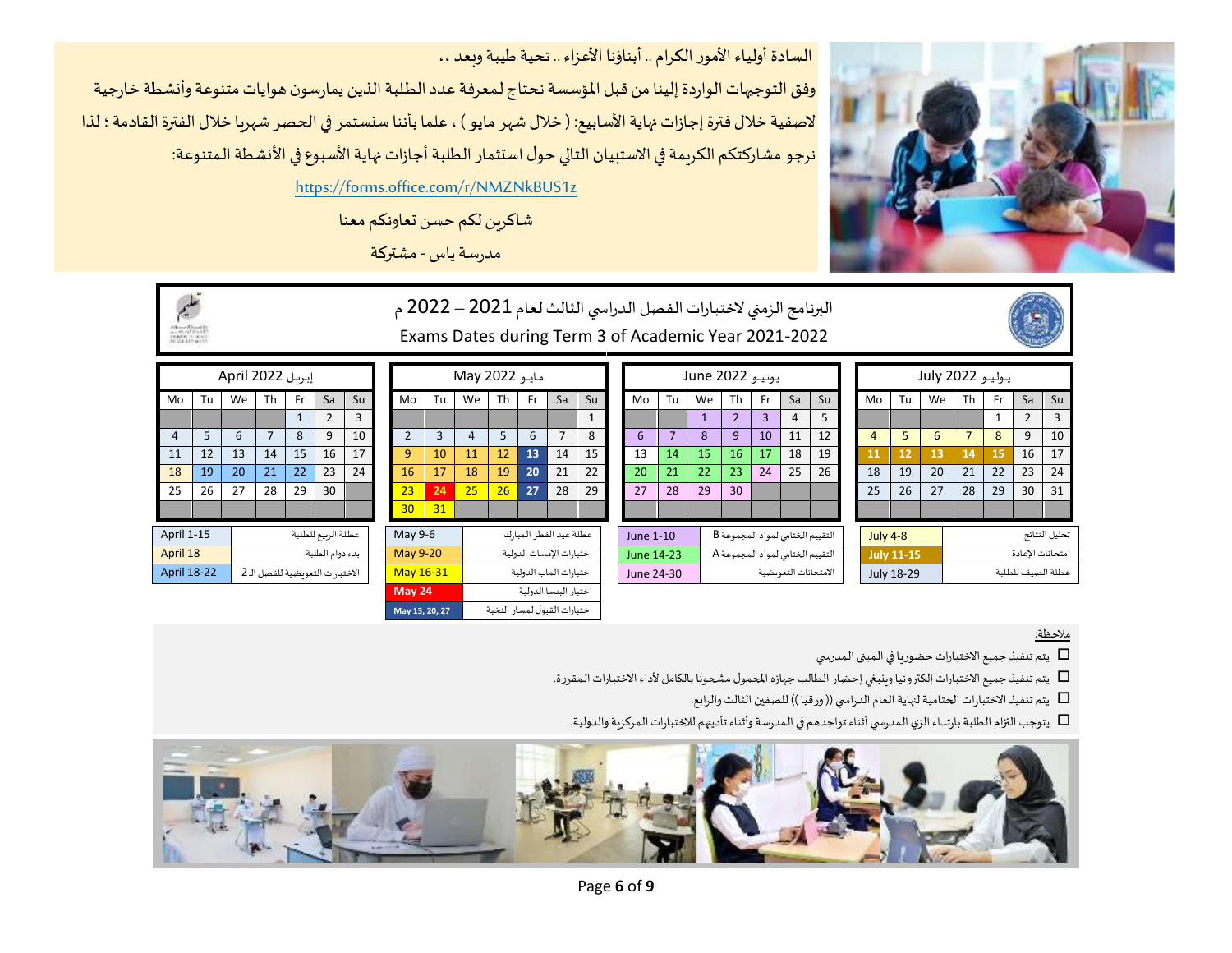السادة أولياء الأمور الكرام .. أبناؤنا الأعزاء .. تحية طيبة وبعد ،،

وفق التوجهات الواردة إلينا من قبل المؤسسة نحتاج لمعرفة عدد الطلبة الذين يمارسون هوايات متنوعة وأنشطة خارجية لاصفية خلال فترة إجازات نهاية الأسابيع: ( خلال شهر مايو ) ، علما بأننا سنستمر في الحصر شهريا خلال الفترة القادمة : لذا نرجو مشاركتكم الكريمة في الاستبيان التالي حول استثمار الطلبة أجازات نهاية الأسبوع في الأنشطة المتنوعة:

https://forms.office.com/r/NMZNkBUS1z

شاكرين لكم حسن تعاونكم معنا

مدرسة ياس - مشتركة

# البرنامج الزمني لاختبارات الفصل الدراسي الثالث لعام 2021 – 2022 م

## Exams Dates during Term 3 of Academic Year 2021-2022

### April 2022 إبريل

| Mo | Tu | We | Th | Fr | Sa | Su |
|---|---|---|---|---|---|---|
| | | | | 1 | 2 | 3 |
| 4 | 5 | 6 | 7 | 8 | 9 | 10 |
| 11 | 12 | 13 | 14 | 15 | 16 | 17 |
| 18 | 19 | 20 | 21 | 22 | 23 | 24 |
| 25 | 26 | 27 | 28 | 29 | 30 | |

| | |
|---|---|
| April 1-15 | عطلة الربيع للطلبة |
| April 18 | بدء دوام الطلبة |
| April 18-22 | الاختبارات التعويضية للفصل الـ 2 |

### May 2022 مايو

| Mo | Tu | We | Th | Fr | Sa | Su |
|---|---|---|---|---|---|---|
| | | | | | | 1 |
| 2 | 3 | 4 | 5 | 6 | 7 | 8 |
| 9 | 10 | 11 | 12 | 13 | 14 | 15 |
| 16 | 17 | 18 | 19 | 20 | 21 | 22 |
| 23 | 24 | 25 | 26 | 27 | 28 | 29 |
| 30 | 31 | | | | | |

| | |
|---|---|
| May 9-6 | عطلة عيد الفطر المبارك |
| May 9-20 | اختبارات الإمسات الدولية |
| May 16-31 | اختبارات الماب الدولية |
| May 24 | اختبار البيسا الدولية |
| May 13, 20, 27 | اختبارات القبول لمسار النخبة |

### June 2022 يونيو

| Mo | Tu | We | Th | Fr | Sa | Su |
|---|---|---|---|---|---|---|
| | | 1 | 2 | 3 | 4 | 5 |
| 6 | 7 | 8 | 9 | 10 | 11 | 12 |
| 13 | 14 | 15 | 16 | 17 | 18 | 19 |
| 20 | 21 | 22 | 23 | 24 | 25 | 26 |
| 27 | 28 | 29 | 30 | | | |

| | |
|---|---|
| June 1-10 | التقييم الختامي لمواد المجموعة B |
| June 14-23 | التقييم الختامي لمواد المجموعة A |
| June 24-30 | الامتحانات التعويضية |

### July 2022 يوليو

| Mo | Tu | We | Th | Fr | Sa | Su |
|---|---|---|---|---|---|---|
| | | | | 1 | 2 | 3 |
| 4 | 5 | 6 | 7 | 8 | 9 | 10 |
| 11 | 12 | 13 | 14 | 15 | 16 | 17 |
| 18 | 19 | 20 | 21 | 22 | 23 | 24 |
| 25 | 26 | 27 | 28 | 29 | 30 | 31 |

| | |
|---|---|
| July 4-8 | تحليل النتائج |
| July 11-15 | امتحانات الإعادة |
| July 18-29 | عطلة الصيف للطلبة |

ملاحظة:

- يتم تنفيذ جميع الاختبارات حضوريا في المبنى المدرسي
- يتم تنفيذ جميع الاختبارات إلكترونيا وينبغي إحضار الطالب جهازه المحمول مشحونا بالكامل لأداء الاختبارات المقررة.
- يتم تنفيذ الاختبارات الختامية لنهاية العام الدراسي (( ورقيا )) للصفين الثالث والرابع.
- يتوجب التزام الطلبة بارتداء الزي المدرسي أثناء تواجدهم في المدرسة وأثناء تأديتهم للاختبارات المركزية والدولية.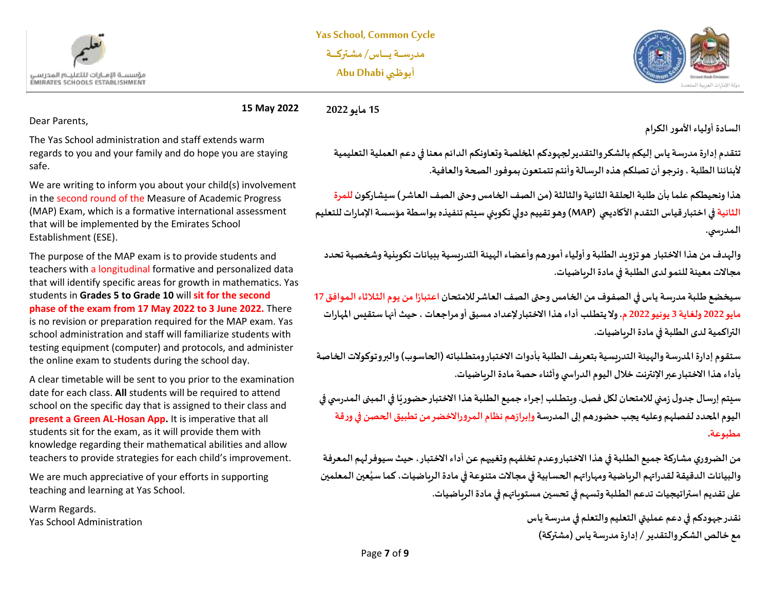Yas School, Common Cycle

مدرسة ياس/ مشتركة

Abu Dhabi أبوظبي

**15 May 2022**

Dear Parents,

The Yas School administration and staff extends warm regards to you and your family and do hope you are staying safe.

We are writing to inform you about your child(s) involvement in the second round of the Measure of Academic Progress (MAP) Exam, which is a formative international assessment that will be implemented by the Emirates School Establishment (ESE).

The purpose of the MAP exam is to provide students and teachers with a longitudinal formative and personalized data that will identify specific areas for growth in mathematics. Yas students in **Grades 5 to Grade 10** will **sit for the second phase of the exam from 17 May 2022 to 3 June 2022.** There is no revision or preparation required for the MAP exam. Yas school administration and staff will familiarize students with testing equipment (computer) and protocols, and administer the online exam to students during the school day.

A clear timetable will be sent to you prior to the examination date for each class. **All** students will be required to attend school on the specific day that is assigned to their class and **present a Green AL-Hosan App.** It is imperative that all students sit for the exam, as it will provide them with knowledge regarding their mathematical abilities and allow teachers to provide strategies for each child's improvement.

We are much appreciative of your efforts in supporting teaching and learning at Yas School.

Warm Regards.
Yas School Administration

**15 مايو 2022**

**السادة أولياء الأمور الكرام**

**تتقدم إدارة مدرسة ياس إليكم بالشكر والتقدير لجهودكم المخلصة وتعاونكم الدائم معنا في دعم العملية التعليمية لأبنائنا الطلبة ، ونرجو أن تصلكم هذه الرسالة وأنتم تتمتعون بموفور الصحة والعافية.**

**هذا ونحيطكم علما بأن طلبة الحلقة الثانية والثالثة (من الصف الخامس وحتى الصف العاشر) سيشاركون للمرة الثانية في اختبار قياس التقدم الأكاديمي (MAP) وهو تقييم دولي تكويني سيتم تنفيذه بواسطة مؤسسة الإمارات للتعليم المدرسي.**

**والهدف من هذا الاختبار هو تزويد الطلبة و أولياء أمورهم وأعضاء الهيئة التدريسية ببيانات تكوينية وشخصية تحدد مجالات معينة للنمو لدى الطلبة في مادة الرياضيات.**

**سيخضع طلبة مدرسة ياس في الصفوف من الخامس وحتى الصف العاشر للامتحان اعتبارًا من يوم الثلاثاء الموافق 17 مايو 2022 ولغاية 3 يونيو 2022 م. ولا يتطلب أداء هذا الاختبار لإعداد مسبق أو مراجعات ، حيث أنها ستقيس المهارات التراكمية لدى الطلبة في مادة الرياضيات.**

**ستقوم إدارة المدرسة والهيئة التدريسية بتعريف الطلبة بأدوات الاختبار ومتطلباته (الحاسوب) والبروتوكولات الخاصة بأداء هذا الاختبار عبر الإنترنت خلال اليوم الدراسي وأثناء حصة مادة الرياضيات.**

**سيتم إرسال جدول زمني للامتحان لكل فصل. ويتطلب إجراء جميع الطلبة هذا الاختبار حضوريًا في المبنى المدرسي في اليوم المحدد لفصلهم وعليه يجب حضورهم إلى المدرسة وإبرازهم نظام المرور الاخضر من تطبيق الحصن في ورقة مطبوعة.**

**من الضروري مشاركة جميع الطلبة في هذا الاختبار وعدم تخلفهم وتغيبهم عن أداء الاختبار، حيث سيوفر لهم المعرفة والبيانات الدقيقة لقدراتهم الرياضية ومهاراتهم الحسابية في مجالات متنوعة في مادة الرياضيات، كما سيُعين المعلمين على تقديم استراتيجيات تدعم الطلبة وتسهم في تحسين مستوياتهم في مادة الرياضيات.**

**نقدر جهودكم في دعم عمليتي التعليم والتعلم في مدرسة ياس**

**مع خالص الشكر والتقدير / إدارة مدرسة ياس (مشتركة)**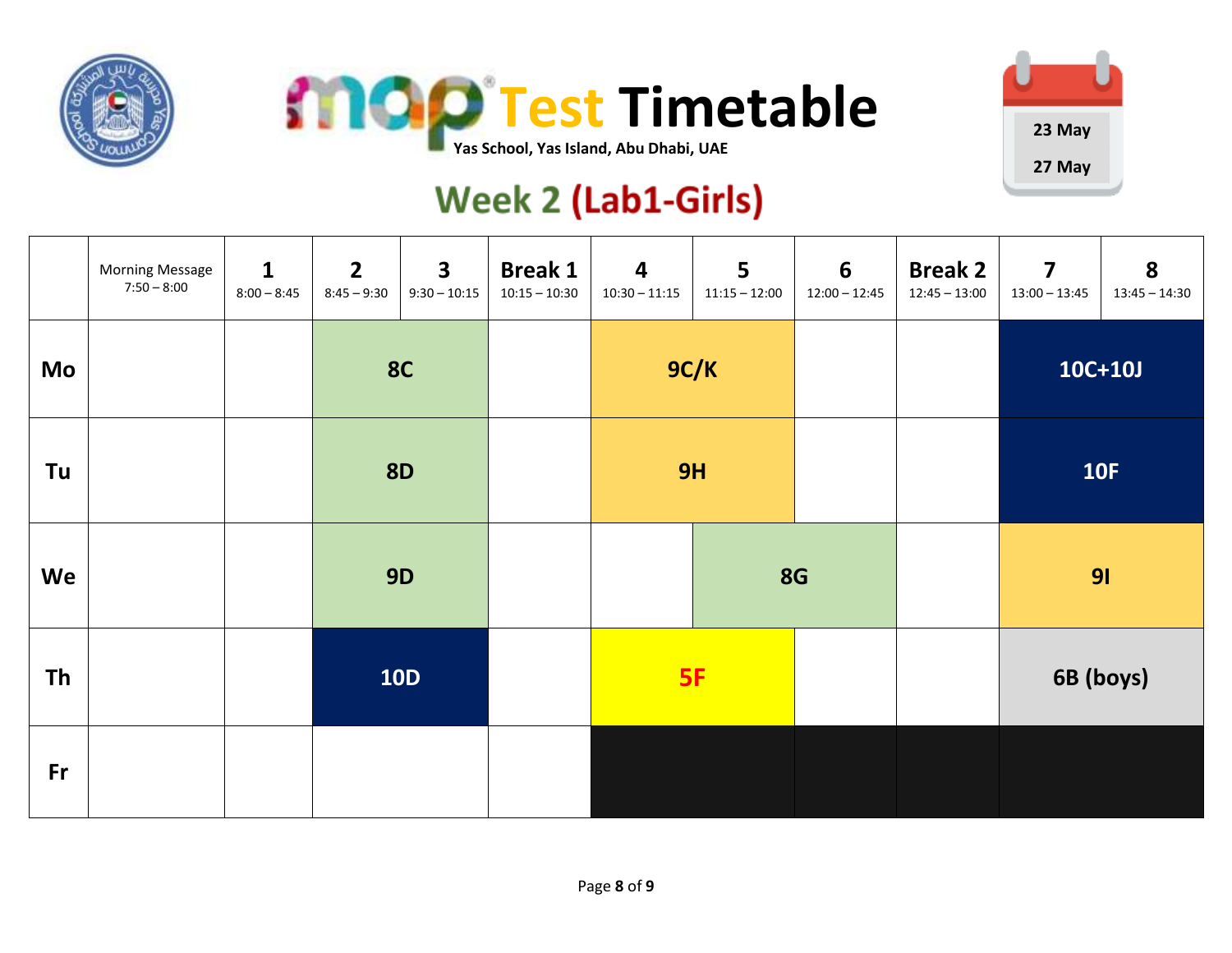# MAP Test Timetable

**Yas School, Yas Island, Abu Dhabi, UAE**

23 May
27 May

## Week 2 (Lab1-Girls)

| | Morning Message 7:50 – 8:00 | 1 8:00 – 8:45 | 2 8:45 – 9:30 | 3 9:30 – 10:15 | Break 1 10:15 – 10:30 | 4 10:30 – 11:15 | 5 11:15 – 12:00 | 6 12:00 – 12:45 | Break 2 12:45 – 13:00 | 7 13:00 – 13:45 | 8 13:45 – 14:30 |
|---|---|---|---|---|---|---|---|---|---|---|---|
| **Mo** | | | 8C | | | 9C/K | | | | 10C+10J | |
| **Tu** | | | 8D | | | 9H | | | | 10F | |
| **We** | | | 9D | | | | 8G | | | 9I | |
| **Th** | | | 10D | | | 5F | | | | 6B (boys) | |
| **Fr** | | | | | | | | | | | |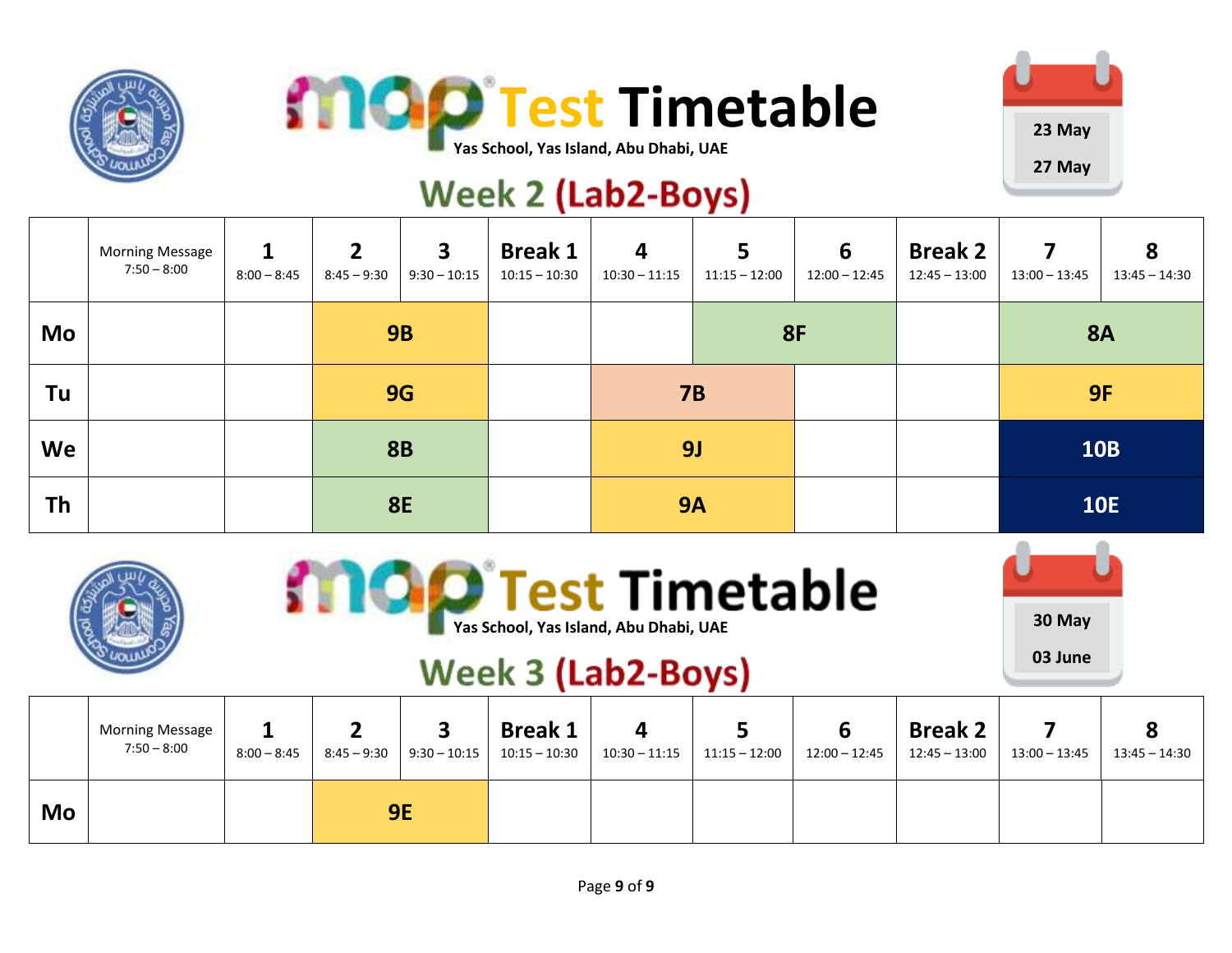# MAP Test Timetable

Yas School, Yas Island, Abu Dhabi, UAE

## Week 2 (Lab2-Boys)

23 May
27 May

| | Morning Message 7:50 – 8:00 | 1 8:00 – 8:45 | 2 8:45 – 9:30 | 3 9:30 – 10:15 | Break 1 10:15 – 10:30 | 4 10:30 – 11:15 | 5 11:15 – 12:00 | 6 12:00 – 12:45 | Break 2 12:45 – 13:00 | 7 13:00 – 13:45 | 8 13:45 – 14:30 |
|---|---|---|---|---|---|---|---|---|---|---|---|
| Mo | | | 9B | | | | 8F | | | 8A | |
| Tu | | | 9G | | | 7B | | | | 9F | |
| We | | | 8B | | | 9J | | | | 10B | |
| Th | | | 8E | | | 9A | | | | 10E | |

# MAP Test Timetable

Yas School, Yas Island, Abu Dhabi, UAE

## Week 3 (Lab2-Boys)

30 May
03 June

| | Morning Message 7:50 – 8:00 | 1 8:00 – 8:45 | 2 8:45 – 9:30 | 3 9:30 – 10:15 | Break 1 10:15 – 10:30 | 4 10:30 – 11:15 | 5 11:15 – 12:00 | 6 12:00 – 12:45 | Break 2 12:45 – 13:00 | 7 13:00 – 13:45 | 8 13:45 – 14:30 |
|---|---|---|---|---|---|---|---|---|---|---|---|
| Mo | | | 9E | | | | | | | | |